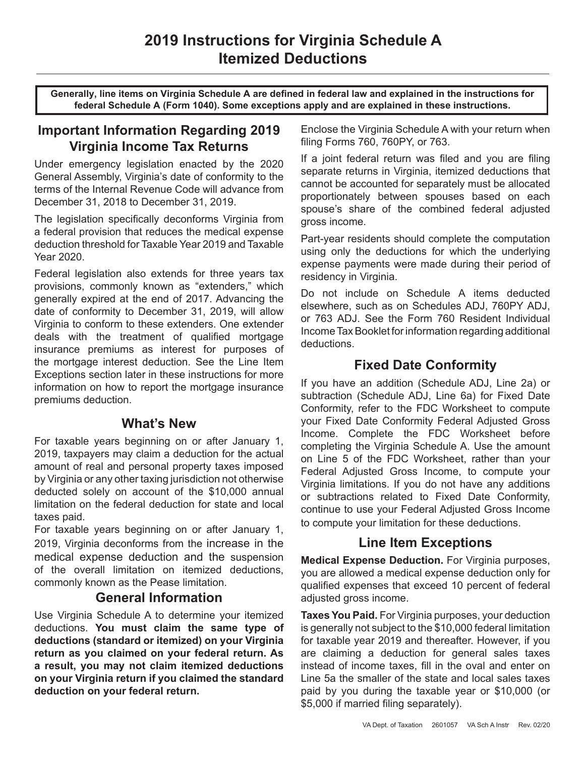# 2019 Instructions for Virginia Schedule A Itemized Deductions

**Generally, line items on Virginia Schedule A are defined in federal law and explained in the instructions for federal Schedule A (Form 1040). Some exceptions apply and are explained in these instructions.**

## Important Information Regarding 2019 Virginia Income Tax Returns

Under emergency legislation enacted by the 2020 General Assembly, Virginia's date of conformity to the terms of the Internal Revenue Code will advance from December 31, 2018 to December 31, 2019.

The legislation specifically deconforms Virginia from a federal provision that reduces the medical expense deduction threshold for Taxable Year 2019 and Taxable Year 2020.

Federal legislation also extends for three years tax provisions, commonly known as "extenders," which generally expired at the end of 2017. Advancing the date of conformity to December 31, 2019, will allow Virginia to conform to these extenders. One extender deals with the treatment of qualified mortgage insurance premiums as interest for purposes of the mortgage interest deduction. See the Line Item Exceptions section later in these instructions for more information on how to report the mortgage insurance premiums deduction.

## What's New

For taxable years beginning on or after January 1, 2019, taxpayers may claim a deduction for the actual amount of real and personal property taxes imposed by Virginia or any other taxing jurisdiction not otherwise deducted solely on account of the $10,000 annual limitation on the federal deduction for state and local taxes paid.

For taxable years beginning on or after January 1, 2019, Virginia deconforms from the increase in the medical expense deduction and the suspension of the overall limitation on itemized deductions, commonly known as the Pease limitation.

## General Information

Use Virginia Schedule A to determine your itemized deductions. **You must claim the same type of deductions (standard or itemized) on your Virginia return as you claimed on your federal return. As a result, you may not claim itemized deductions on your Virginia return if you claimed the standard deduction on your federal return.**

Enclose the Virginia Schedule A with your return when filing Forms 760, 760PY, or 763.

If a joint federal return was filed and you are filing separate returns in Virginia, itemized deductions that cannot be accounted for separately must be allocated proportionately between spouses based on each spouse's share of the combined federal adjusted gross income.

Part-year residents should complete the computation using only the deductions for which the underlying expense payments were made during their period of residency in Virginia.

Do not include on Schedule A items deducted elsewhere, such as on Schedules ADJ, 760PY ADJ, or 763 ADJ. See the Form 760 Resident Individual Income Tax Booklet for information regarding additional deductions.

## Fixed Date Conformity

If you have an addition (Schedule ADJ, Line 2a) or subtraction (Schedule ADJ, Line 6a) for Fixed Date Conformity, refer to the FDC Worksheet to compute your Fixed Date Conformity Federal Adjusted Gross Income. Complete the FDC Worksheet before completing the Virginia Schedule A. Use the amount on Line 5 of the FDC Worksheet, rather than your Federal Adjusted Gross Income, to compute your Virginia limitations. If you do not have any additions or subtractions related to Fixed Date Conformity, continue to use your Federal Adjusted Gross Income to compute your limitation for these deductions.

## Line Item Exceptions

**Medical Expense Deduction.** For Virginia purposes, you are allowed a medical expense deduction only for qualified expenses that exceed 10 percent of federal adjusted gross income.

**Taxes You Paid.** For Virginia purposes, your deduction is generally not subject to the $10,000 federal limitation for taxable year 2019 and thereafter. However, if you are claiming a deduction for general sales taxes instead of income taxes, fill in the oval and enter on Line 5a the smaller of the state and local sales taxes paid by you during the taxable year or $10,000 (or $5,000 if married filing separately).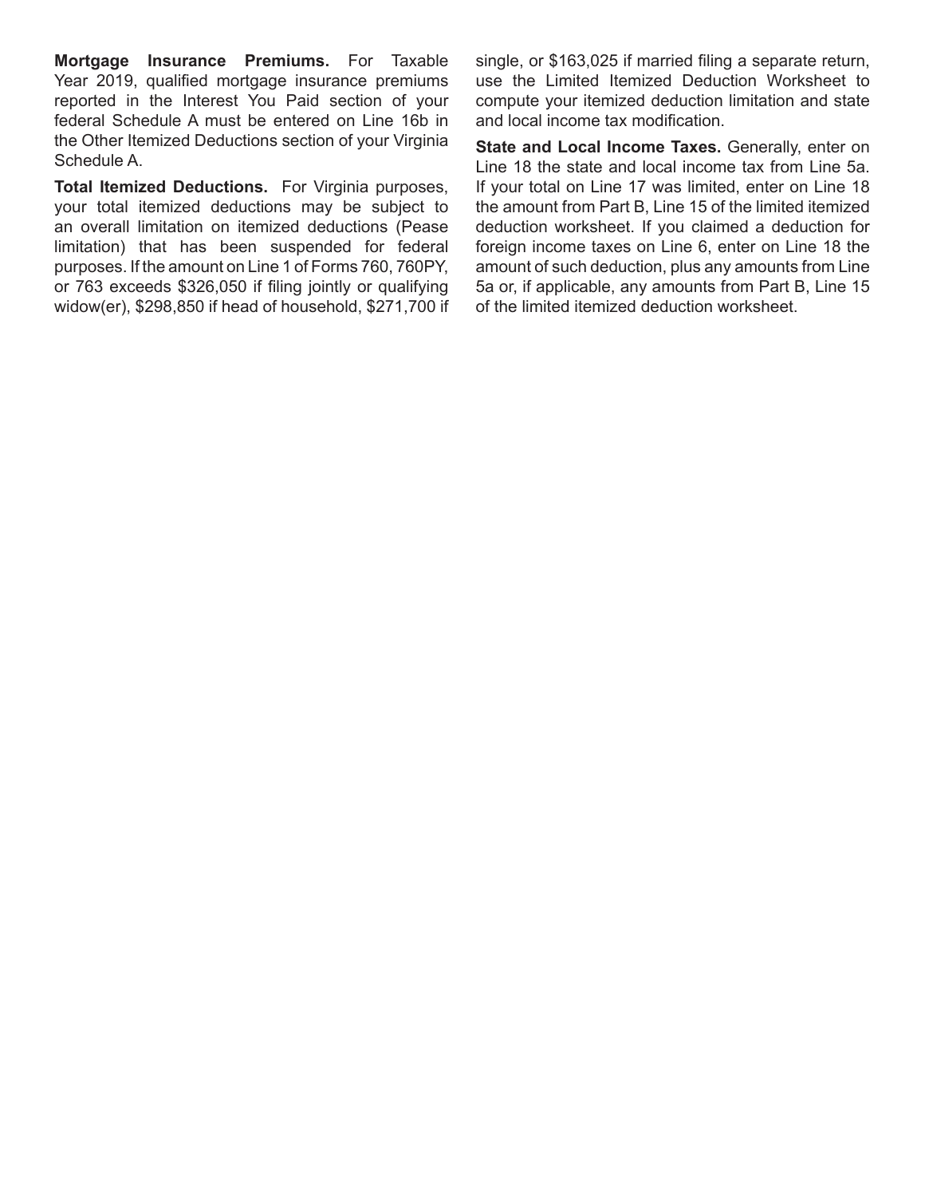**Mortgage Insurance Premiums.** For Taxable Year 2019, qualified mortgage insurance premiums reported in the Interest You Paid section of your federal Schedule A must be entered on Line 16b in the Other Itemized Deductions section of your Virginia Schedule A.

**Total Itemized Deductions.** For Virginia purposes, your total itemized deductions may be subject to an overall limitation on itemized deductions (Pease limitation) that has been suspended for federal purposes. If the amount on Line 1 of Forms 760, 760PY, or 763 exceeds $326,050 if filing jointly or qualifying widow(er), $298,850 if head of household, $271,700 if single, or $163,025 if married filing a separate return, use the Limited Itemized Deduction Worksheet to compute your itemized deduction limitation and state and local income tax modification.

**State and Local Income Taxes.** Generally, enter on Line 18 the state and local income tax from Line 5a. If your total on Line 17 was limited, enter on Line 18 the amount from Part B, Line 15 of the limited itemized deduction worksheet. If you claimed a deduction for foreign income taxes on Line 6, enter on Line 18 the amount of such deduction, plus any amounts from Line 5a or, if applicable, any amounts from Part B, Line 15 of the limited itemized deduction worksheet.